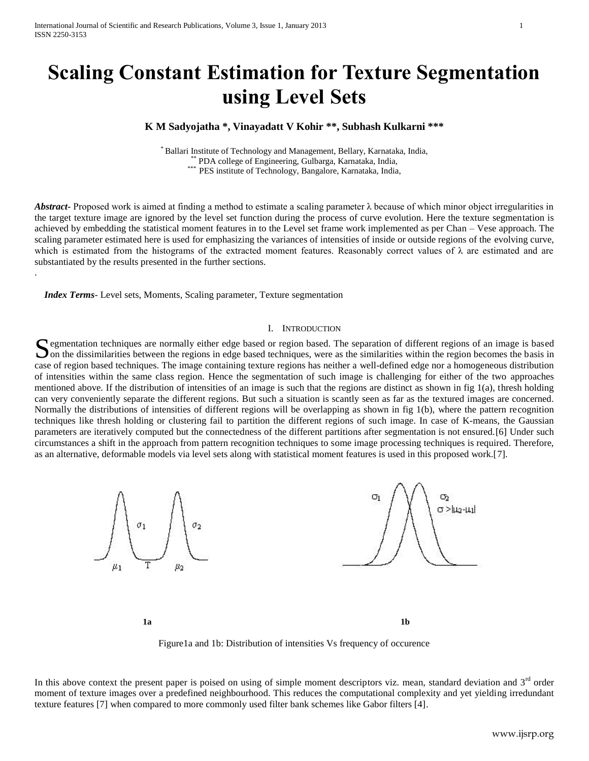# Scaling Constant Estimation for Texture Segmentation using Level Sets

**K M Sadyojatha \*, Vinayadatt V Kohir \*\*, Subhash Kulkarni \*\*\***

\* Ballari Institute of Technology and Management, Bellary, Karnataka, India,
\*\* PDA college of Engineering, Gulbarga, Karnataka, India,
\*\*\* PES institute of Technology, Bangalore, Karnataka, India,

***Abstract*-** Proposed work is aimed at finding a method to estimate a scaling parameter λ because of which minor object irregularities in the target texture image are ignored by the level set function during the process of curve evolution. Here the texture segmentation is achieved by embedding the statistical moment features in to the Level set frame work implemented as per Chan – Vese approach. The scaling parameter estimated here is used for emphasizing the variances of intensities of inside or outside regions of the evolving curve, which is estimated from the histograms of the extracted moment features. Reasonably correct values of λ are estimated and are substantiated by the results presented in the further sections.

.

***Index Terms*-** Level sets, Moments, Scaling parameter, Texture segmentation

## I. Introduction

Segmentation techniques are normally either edge based or region based. The separation of different regions of an image is based on the dissimilarities between the regions in edge based techniques, were as the similarities within the region becomes the basis in case of region based techniques. The image containing texture regions has neither a well-defined edge nor a homogeneous distribution of intensities within the same class region. Hence the segmentation of such image is challenging for either of the two approaches mentioned above. If the distribution of intensities of an image is such that the regions are distinct as shown in fig 1(a), thresh holding can very conveniently separate the different regions. But such a situation is scantly seen as far as the textured images are concerned. Normally the distributions of intensities of different regions will be overlapping as shown in fig 1(b), where the pattern recognition techniques like thresh holding or clustering fail to partition the different regions of such image. In case of K-means, the Gaussian parameters are iteratively computed but the connectedness of the different partitions after segmentation is not ensured.[6] Under such circumstances a shift in the approach from pattern recognition techniques to some image processing techniques is required. Therefore, as an alternative, deformable models via level sets along with statistical moment features is used in this proposed work.[7].

**1a** **1b**

Figure1a and 1b: Distribution of intensities Vs frequency of occurence

In this above context the present paper is poised on using of simple moment descriptors viz. mean, standard deviation and 3rd order moment of texture images over a predefined neighbourhood. This reduces the computational complexity and yet yielding irredundant texture features [7] when compared to more commonly used filter bank schemes like Gabor filters [4].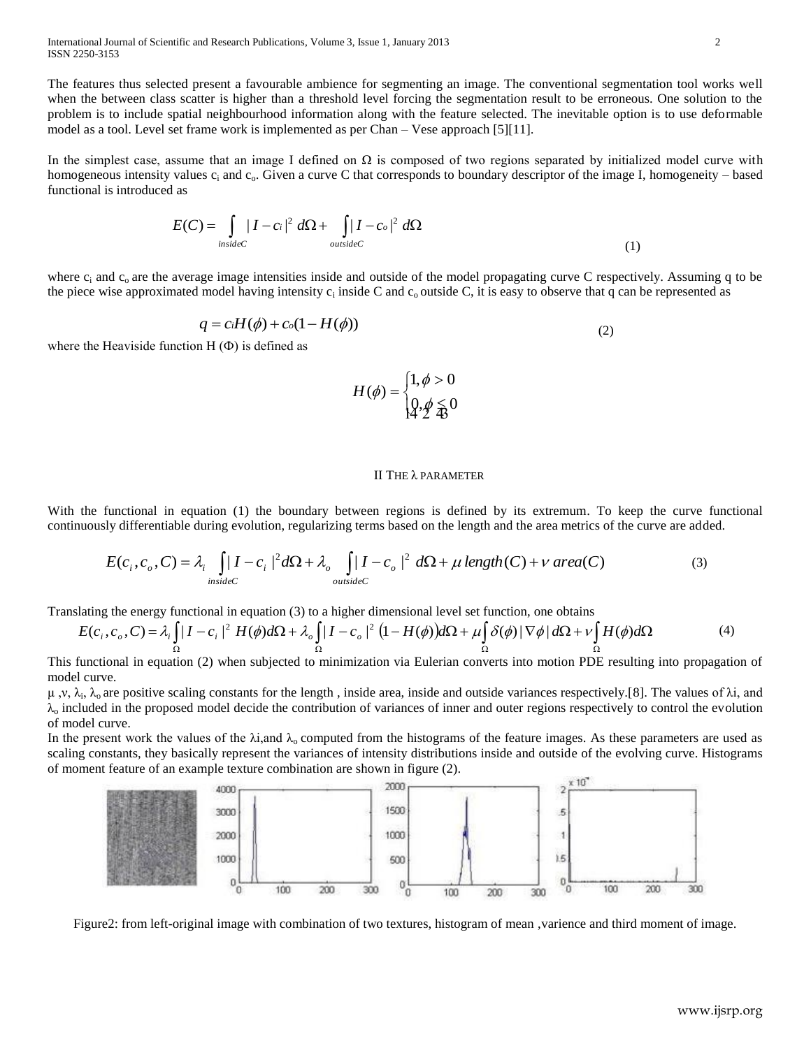The features thus selected present a favourable ambience for segmenting an image. The conventional segmentation tool works well when the between class scatter is higher than a threshold level forcing the segmentation result to be erroneous. One solution to the problem is to include spatial neighbourhood information along with the feature selected. The inevitable option is to use deformable model as a tool. Level set frame work is implemented as per Chan – Vese approach [5][11].

In the simplest case, assume that an image I defined on $\Omega$ is composed of two regions separated by initialized model curve with homogeneous intensity values $c_i$ and $c_o$. Given a curve C that corresponds to boundary descriptor of the image I, homogeneity – based functional is introduced as

$$E(C) = \int_{insideC} |I - c_i|^2 \, d\Omega + \int_{outsideC} |I - c_o|^2 \, d\Omega \tag{1}$$

where $c_i$ and $c_o$ are the average image intensities inside and outside of the model propagating curve C respectively. Assuming q to be the piece wise approximated model having intensity $c_i$ inside C and $c_o$ outside C, it is easy to observe that q can be represented as

$$q = c_i H(\phi) + c_o(1 - H(\phi)) \tag{2}$$

where the Heaviside function H ($\Phi$) is defined as

$$H(\phi) = \begin{cases} 1, \phi > 0 \\ 0, \phi \leq 0 \end{cases}$$

## II The $\lambda$ parameter

With the functional in equation (1) the boundary between regions is defined by its extremum. To keep the curve functional continuously differentiable during evolution, regularizing terms based on the length and the area metrics of the curve are added.

$$E(c_i, c_o, C) = \lambda_i \int_{insideC} |I - c_i|^2 d\Omega + \lambda_o \int_{outsideC} |I - c_o|^2 \, d\Omega + \mu \, length(C) + \nu \, area(C) \tag{3}$$

Translating the energy functional in equation (3) to a higher dimensional level set function, one obtains

$$E(c_i, c_o, C) = \lambda_i \int_{\Omega} |I - c_i|^2 \, H(\phi) d\Omega + \lambda_o \int_{\Omega} |I - c_o|^2 \, (1 - H(\phi)) d\Omega + \mu \int_{\Omega} \delta(\phi) |\nabla \phi| \, d\Omega + \nu \int_{\Omega} H(\phi) d\Omega \tag{4}$$

This functional in equation (2) when subjected to minimization via Eulerian converts into motion PDE resulting into propagation of model curve.

$\mu$ ,$\nu$, $\lambda_i$, $\lambda_o$ are positive scaling constants for the length , inside area, inside and outside variances respectively.[8]. The values of $\lambda$i, and $\lambda_o$ included in the proposed model decide the contribution of variances of inner and outer regions respectively to control the evolution of model curve.

In the present work the values of the $\lambda$i,and $\lambda_o$ computed from the histograms of the feature images. As these parameters are used as scaling constants, they basically represent the variances of intensity distributions inside and outside of the evolving curve. Histograms of moment feature of an example texture combination are shown in figure (2).

Figure2: from left-original image with combination of two textures, histogram of mean ,varience and third moment of image.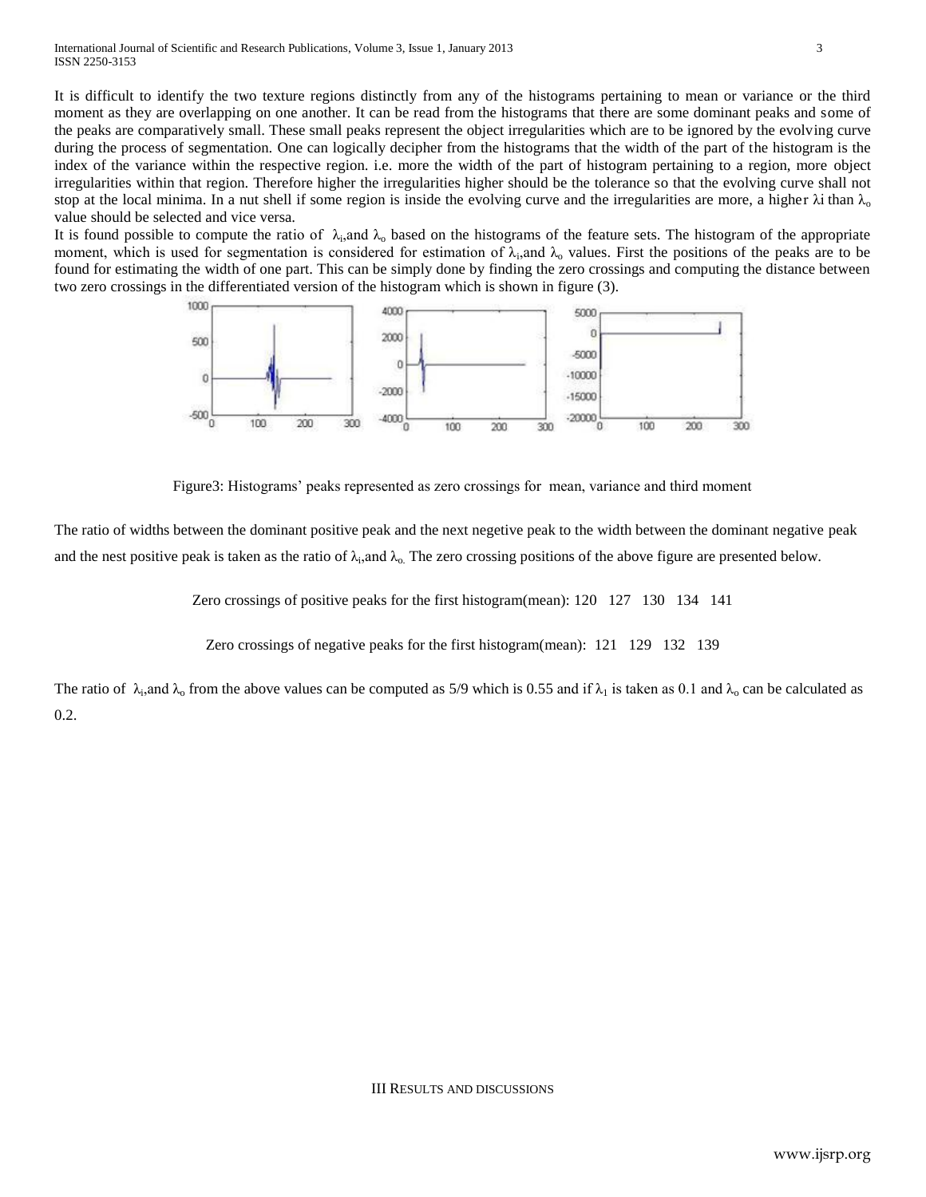It is difficult to identify the two texture regions distinctly from any of the histograms pertaining to mean or variance or the third moment as they are overlapping on one another. It can be read from the histograms that there are some dominant peaks and some of the peaks are comparatively small. These small peaks represent the object irregularities which are to be ignored by the evolving curve during the process of segmentation. One can logically decipher from the histograms that the width of the part of the histogram is the index of the variance within the respective region. i.e. more the width of the part of histogram pertaining to a region, more object irregularities within that region. Therefore higher the irregularities higher should be the tolerance so that the evolving curve shall not stop at the local minima. In a nut shell if some region is inside the evolving curve and the irregularities are more, a higher $\lambda i$ than $\lambda_o$ value should be selected and vice versa.

It is found possible to compute the ratio of $\lambda_i$,and $\lambda_o$ based on the histograms of the feature sets. The histogram of the appropriate moment, which is used for segmentation is considered for estimation of $\lambda_i$,and $\lambda_o$ values. First the positions of the peaks are to be found for estimating the width of one part. This can be simply done by finding the zero crossings and computing the distance between two zero crossings in the differentiated version of the histogram which is shown in figure (3).

Figure3: Histograms' peaks represented as zero crossings for mean, variance and third moment

The ratio of widths between the dominant positive peak and the next negetive peak to the width between the dominant negative peak and the nest positive peak is taken as the ratio of $\lambda_i$,and $\lambda_o$. The zero crossing positions of the above figure are presented below.

Zero crossings of positive peaks for the first histogram(mean): 120 127 130 134 141

Zero crossings of negative peaks for the first histogram(mean): 121 129 132 139

The ratio of $\lambda_i$,and $\lambda_o$ from the above values can be computed as 5/9 which is 0.55 and if $\lambda_1$ is taken as 0.1 and $\lambda_o$ can be calculated as 0.2.

## III Results and discussions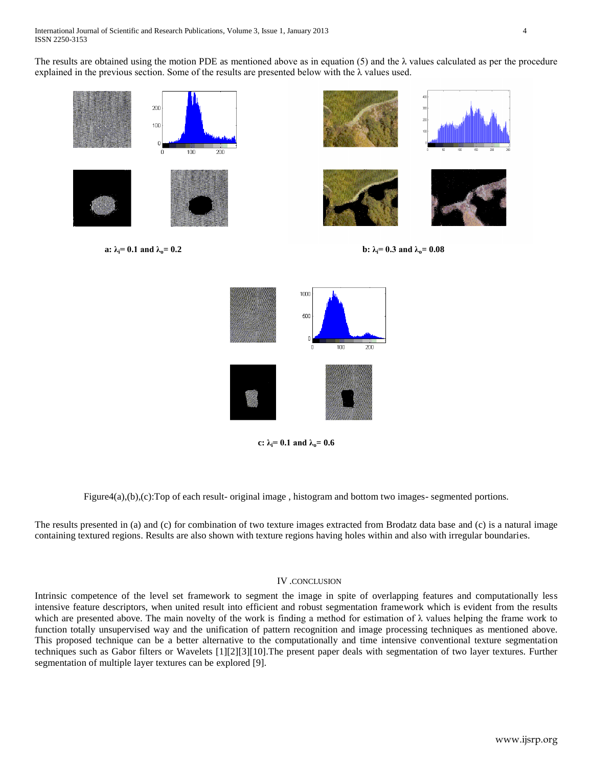The results are obtained using the motion PDE as mentioned above as in equation (5) and the λ values calculated as per the procedure explained in the previous section. Some of the results are presented below with the λ values used.

**a: $\lambda_i$= 0.1 and $\lambda_o$= 0.2**

**b: $\lambda_i$= 0.3 and $\lambda_o$= 0.08**

**c: $\lambda_i$= 0.1 and $\lambda_o$= 0.6**

Figure4(a),(b),(c):Top of each result- original image , histogram and bottom two images- segmented portions.

The results presented in (a) and (c) for combination of two texture images extracted from Brodatz data base and (c) is a natural image containing textured regions. Results are also shown with texture regions having holes within and also with irregular boundaries.

## IV .CONCLUSION

Intrinsic competence of the level set framework to segment the image in spite of overlapping features and computationally less intensive feature descriptors, when united result into efficient and robust segmentation framework which is evident from the results which are presented above. The main novelty of the work is finding a method for estimation of λ values helping the frame work to function totally unsupervised way and the unification of pattern recognition and image processing techniques as mentioned above. This proposed technique can be a better alternative to the computationally and time intensive conventional texture segmentation techniques such as Gabor filters or Wavelets [1][2][3][10].The present paper deals with segmentation of two layer textures. Further segmentation of multiple layer textures can be explored [9].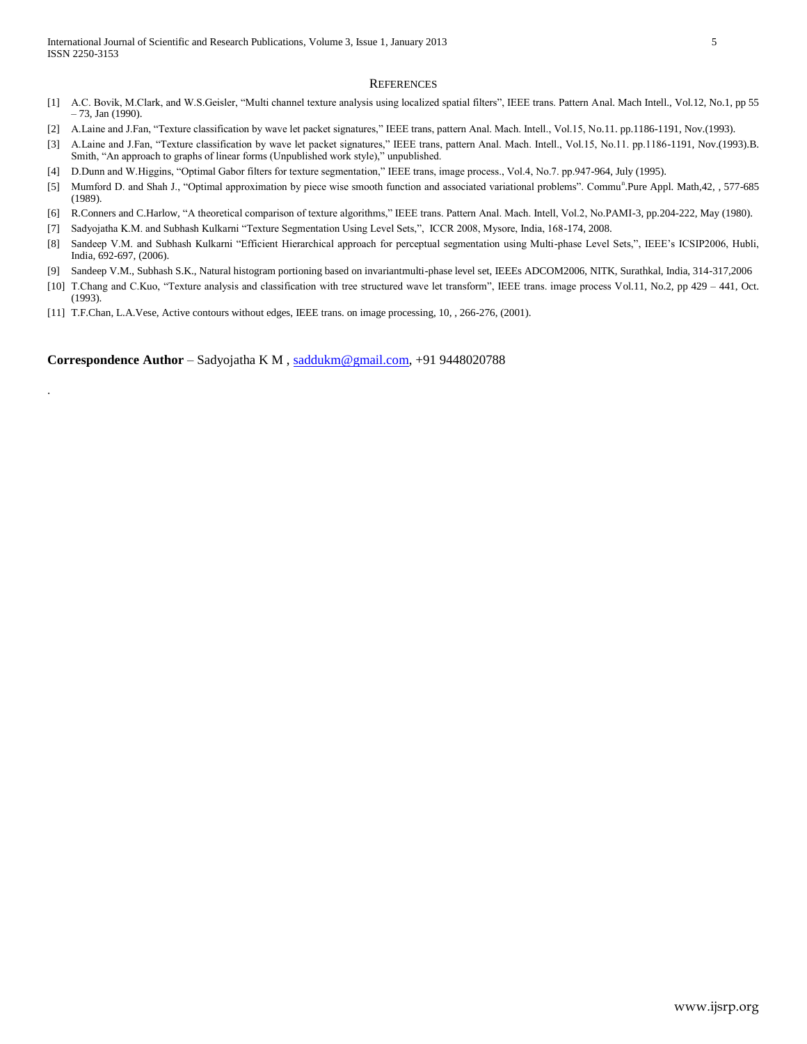# REFERENCES

[1] A.C. Bovik, M.Clark, and W.S.Geisler, "Multi channel texture analysis using localized spatial filters", IEEE trans. Pattern Anal. Mach Intell., Vol.12, No.1, pp 55 – 73, Jan (1990).

[2] A.Laine and J.Fan, "Texture classification by wave let packet signatures," IEEE trans, pattern Anal. Mach. Intell., Vol.15, No.11. pp.1186-1191, Nov.(1993).

[3] A.Laine and J.Fan, "Texture classification by wave let packet signatures," IEEE trans, pattern Anal. Mach. Intell., Vol.15, No.11. pp.1186-1191, Nov.(1993).B. Smith, "An approach to graphs of linear forms (Unpublished work style)," unpublished.

[4] D.Dunn and W.Higgins, "Optimal Gabor filters for texture segmentation," IEEE trans, image process., Vol.4, No.7. pp.947-964, July (1995).

[5] Mumford D. and Shah J., "Optimal approximation by piece wise smooth function and associated variational problems". Commu$^{n}$.Pure Appl. Math,42, , 577-685 (1989).

[6] R.Conners and C.Harlow, "A theoretical comparison of texture algorithms," IEEE trans. Pattern Anal. Mach. Intell, Vol.2, No.PAMI-3, pp.204-222, May (1980).

[7] Sadyojatha K.M. and Subhash Kulkarni "Texture Segmentation Using Level Sets,", ICCR 2008, Mysore, India, 168-174, 2008.

[8] Sandeep V.M. and Subhash Kulkarni "Efficient Hierarchical approach for perceptual segmentation using Multi-phase Level Sets,", IEEE's ICSIP2006, Hubli, India, 692-697, (2006).

[9] Sandeep V.M., Subhash S.K., Natural histogram portioning based on invariantmulti-phase level set, IEEEs ADCOM2006, NITK, Surathkal, India, 314-317,2006

[10] T.Chang and C.Kuo, "Texture analysis and classification with tree structured wave let transform", IEEE trans. image process Vol.11, No.2, pp 429 – 441, Oct. (1993).

[11] T.F.Chan, L.A.Vese, Active contours without edges, IEEE trans. on image processing, 10, , 266-276, (2001).

**Correspondence Author** – Sadyojatha K M , saddukm@gmail.com, +91 9448020788

.